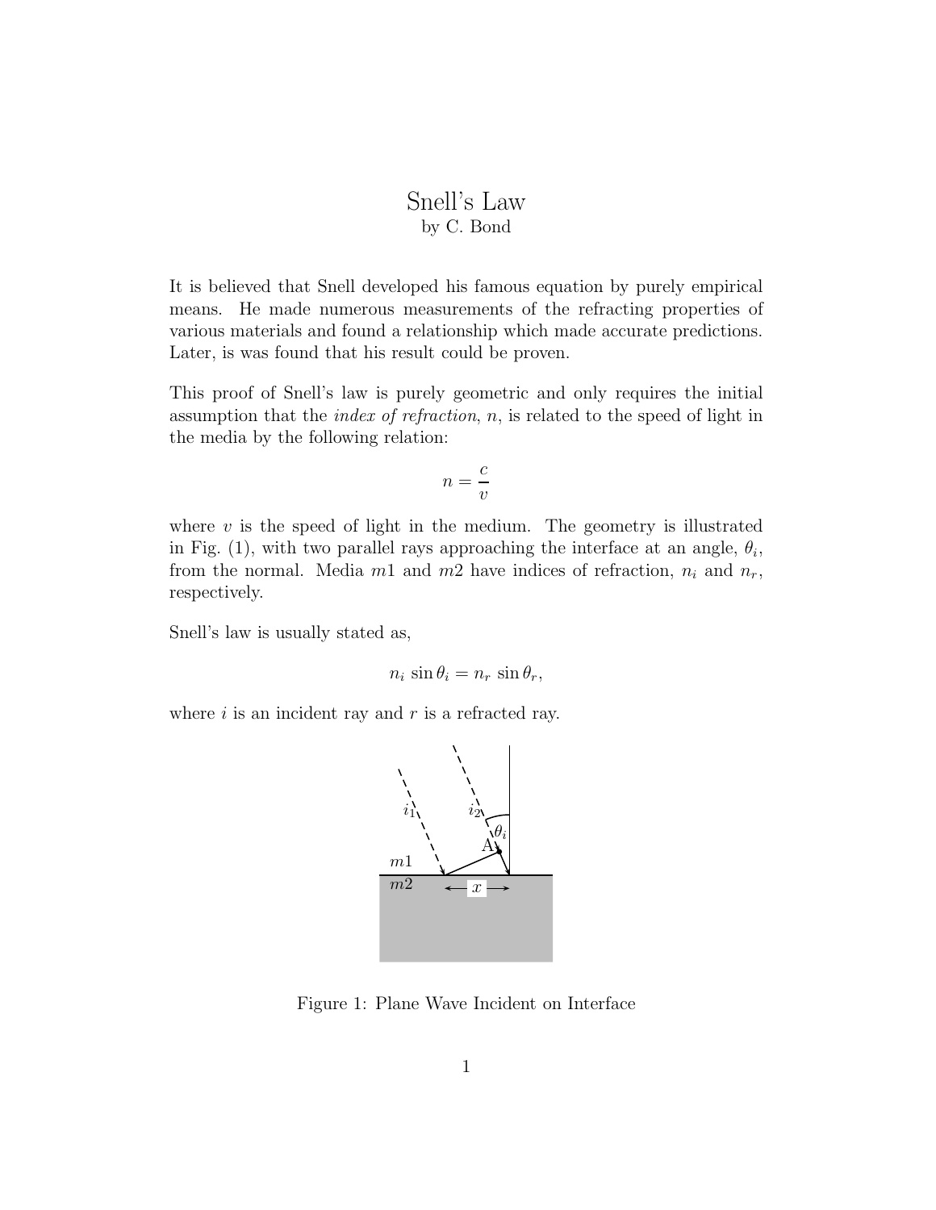# Snell's Law

by C. Bond

It is believed that Snell developed his famous equation by purely empirical means. He made numerous measurements of the refracting properties of various materials and found a relationship which made accurate predictions. Later, is was found that his result could be proven.

This proof of Snell's law is purely geometric and only requires the initial assumption that the *index of refraction*, $n$, is related to the speed of light in the media by the following relation:

$$n = \frac{c}{v}$$

where $v$ is the speed of light in the medium. The geometry is illustrated in Fig. (1), with two parallel rays approaching the interface at an angle, $\theta_i$, from the normal. Media $m1$ and $m2$ have indices of refraction, $n_i$ and $n_r$, respectively.

Snell's law is usually stated as,

$$n_i \sin \theta_i = n_r \sin \theta_r,$$

where $i$ is an incident ray and $r$ is a refracted ray.

Figure 1: Plane Wave Incident on Interface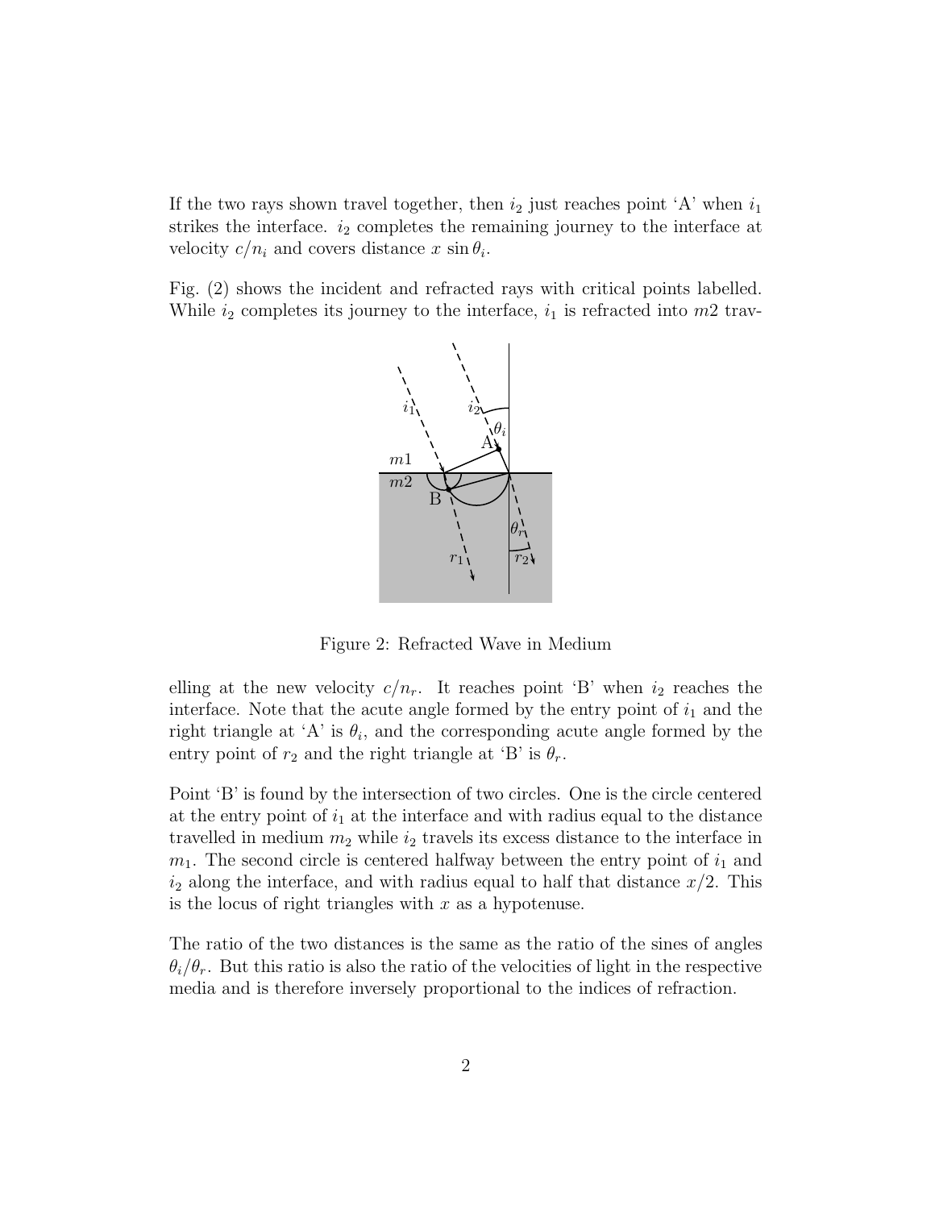If the two rays shown travel together, then $i_2$ just reaches point 'A' when $i_1$ strikes the interface. $i_2$ completes the remaining journey to the interface at velocity $c/n_i$ and covers distance $x \sin \theta_i$.

Fig. (2) shows the incident and refracted rays with critical points labelled. While $i_2$ completes its journey to the interface, $i_1$ is refracted into $m2$ travelling at the new velocity $c/n_r$. It reaches point 'B' when $i_2$ reaches the interface. Note that the acute angle formed by the entry point of $i_1$ and the right triangle at 'A' is $\theta_i$, and the corresponding acute angle formed by the entry point of $r_2$ and the right triangle at 'B' is $\theta_r$.

Figure 2: Refracted Wave in Medium

Point 'B' is found by the intersection of two circles. One is the circle centered at the entry point of $i_1$ at the interface and with radius equal to the distance travelled in medium $m_2$ while $i_2$ travels its excess distance to the interface in $m_1$. The second circle is centered halfway between the entry point of $i_1$ and $i_2$ along the interface, and with radius equal to half that distance $x/2$. This is the locus of right triangles with $x$ as a hypotenuse.

The ratio of the two distances is the same as the ratio of the sines of angles $\theta_i/\theta_r$. But this ratio is also the ratio of the velocities of light in the respective media and is therefore inversely proportional to the indices of refraction.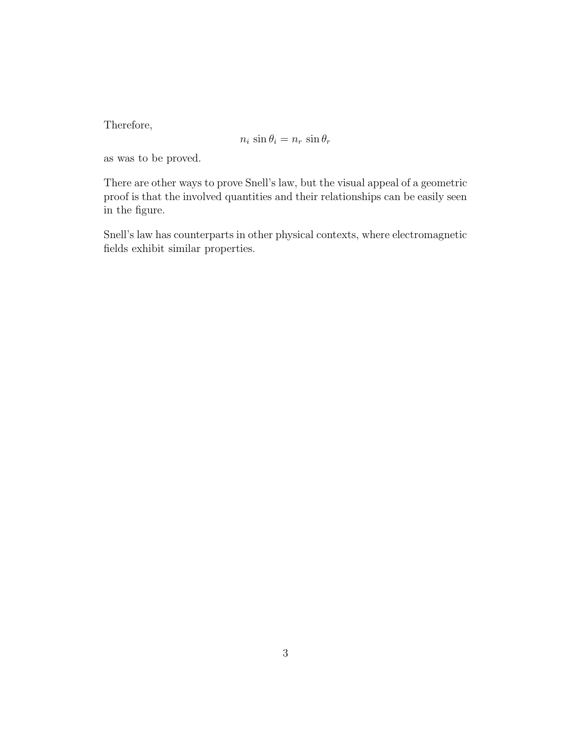Therefore,

$$n_i \sin\theta_i = n_r \sin\theta_r$$

as was to be proved.

There are other ways to prove Snell's law, but the visual appeal of a geometric proof is that the involved quantities and their relationships can be easily seen in the figure.

Snell's law has counterparts in other physical contexts, where electromagnetic fields exhibit similar properties.